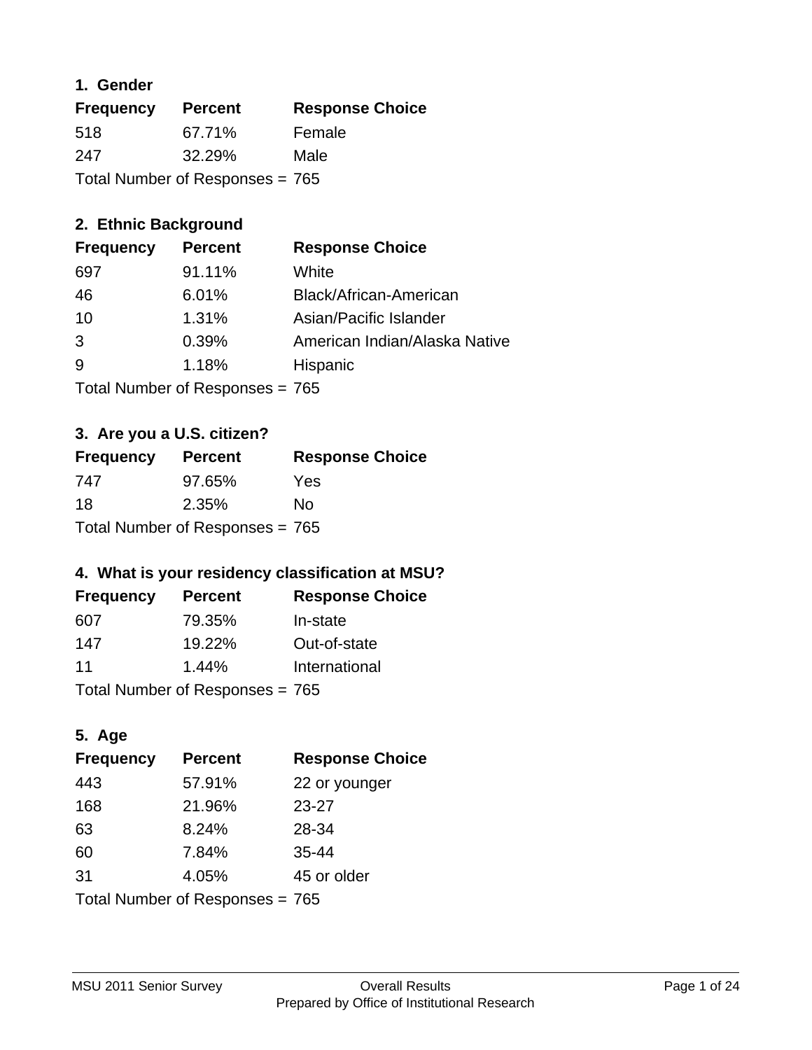## 1. Gender

| Frequency | Percent | Response Choice |
|---|---|---|
| 518 | 67.71% | Female |
| 247 | 32.29% | Male |

Total Number of Responses = 765

## 2. Ethnic Background

| Frequency | Percent | Response Choice |
|---|---|---|
| 697 | 91.11% | White |
| 46 | 6.01% | Black/African-American |
| 10 | 1.31% | Asian/Pacific Islander |
| 3 | 0.39% | American Indian/Alaska Native |
| 9 | 1.18% | Hispanic |

Total Number of Responses = 765

## 3. Are you a U.S. citizen?

| Frequency | Percent | Response Choice |
|---|---|---|
| 747 | 97.65% | Yes |
| 18 | 2.35% | No |

Total Number of Responses = 765

## 4. What is your residency classification at MSU?

| Frequency | Percent | Response Choice |
|---|---|---|
| 607 | 79.35% | In-state |
| 147 | 19.22% | Out-of-state |
| 11 | 1.44% | International |

Total Number of Responses = 765

## 5. Age

| Frequency | Percent | Response Choice |
|---|---|---|
| 443 | 57.91% | 22 or younger |
| 168 | 21.96% | 23-27 |
| 63 | 8.24% | 28-34 |
| 60 | 7.84% | 35-44 |
| 31 | 4.05% | 45 or older |

Total Number of Responses = 765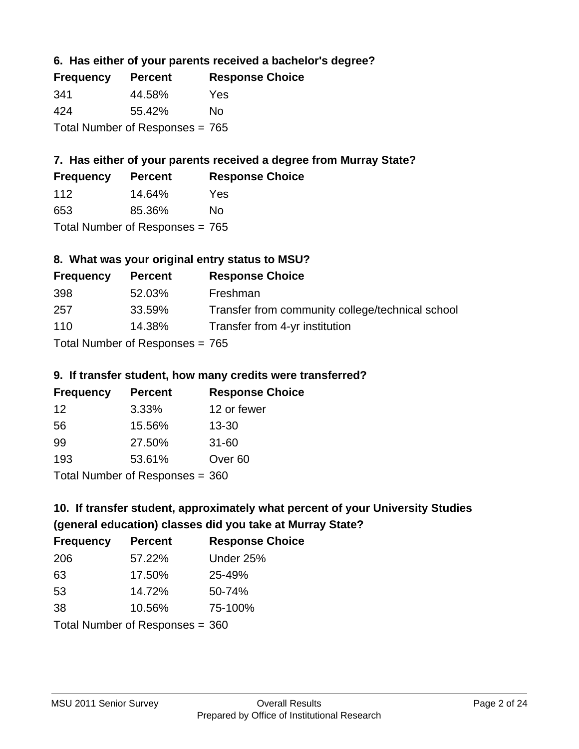### 6. Has either of your parents received a bachelor's degree?

| Frequency | Percent | Response Choice |
|---|---|---|
| 341 | 44.58% | Yes |
| 424 | 55.42% | No |

Total Number of Responses = 765

### 7. Has either of your parents received a degree from Murray State?

| Frequency | Percent | Response Choice |
|---|---|---|
| 112 | 14.64% | Yes |
| 653 | 85.36% | No |

Total Number of Responses = 765

### 8. What was your original entry status to MSU?

| Frequency | Percent | Response Choice |
|---|---|---|
| 398 | 52.03% | Freshman |
| 257 | 33.59% | Transfer from community college/technical school |
| 110 | 14.38% | Transfer from 4-yr institution |

Total Number of Responses = 765

### 9. If transfer student, how many credits were transferred?

| Frequency | Percent | Response Choice |
|---|---|---|
| 12 | 3.33% | 12 or fewer |
| 56 | 15.56% | 13-30 |
| 99 | 27.50% | 31-60 |
| 193 | 53.61% | Over 60 |

Total Number of Responses = 360

### 10. If transfer student, approximately what percent of your University Studies (general education) classes did you take at Murray State?

| Frequency | Percent | Response Choice |
|---|---|---|
| 206 | 57.22% | Under 25% |
| 63 | 17.50% | 25-49% |
| 53 | 14.72% | 50-74% |
| 38 | 10.56% | 75-100% |

Total Number of Responses = 360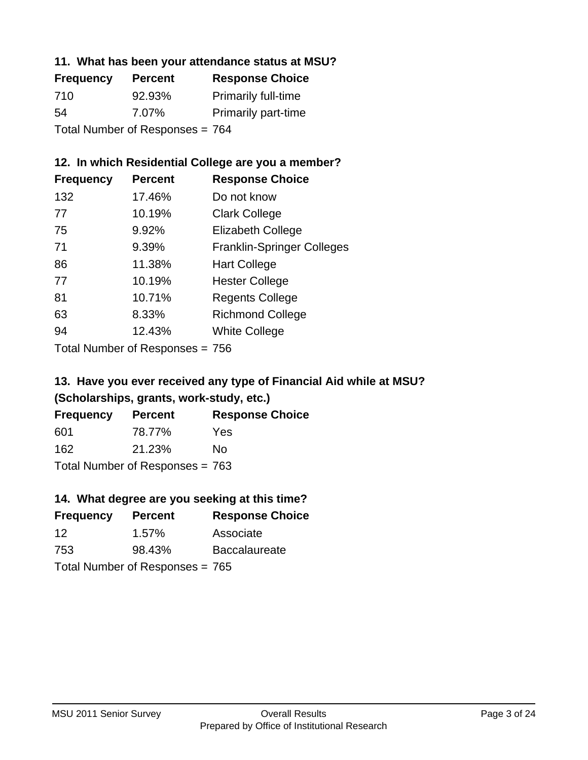### 11. What has been your attendance status at MSU?

| Frequency | Percent | Response Choice |
|---|---|---|
| 710 | 92.93% | Primarily full-time |
| 54 | 7.07% | Primarily part-time |

Total Number of Responses = 764

### 12. In which Residential College are you a member?

| Frequency | Percent | Response Choice |
|---|---|---|
| 132 | 17.46% | Do not know |
| 77 | 10.19% | Clark College |
| 75 | 9.92% | Elizabeth College |
| 71 | 9.39% | Franklin-Springer Colleges |
| 86 | 11.38% | Hart College |
| 77 | 10.19% | Hester College |
| 81 | 10.71% | Regents College |
| 63 | 8.33% | Richmond College |
| 94 | 12.43% | White College |

Total Number of Responses = 756

### 13. Have you ever received any type of Financial Aid while at MSU? (Scholarships, grants, work-study, etc.)

| Frequency | Percent | Response Choice |
|---|---|---|
| 601 | 78.77% | Yes |
| 162 | 21.23% | No |

Total Number of Responses = 763

### 14. What degree are you seeking at this time?

| Frequency | Percent | Response Choice |
|---|---|---|
| 12 | 1.57% | Associate |
| 753 | 98.43% | Baccalaureate |

Total Number of Responses = 765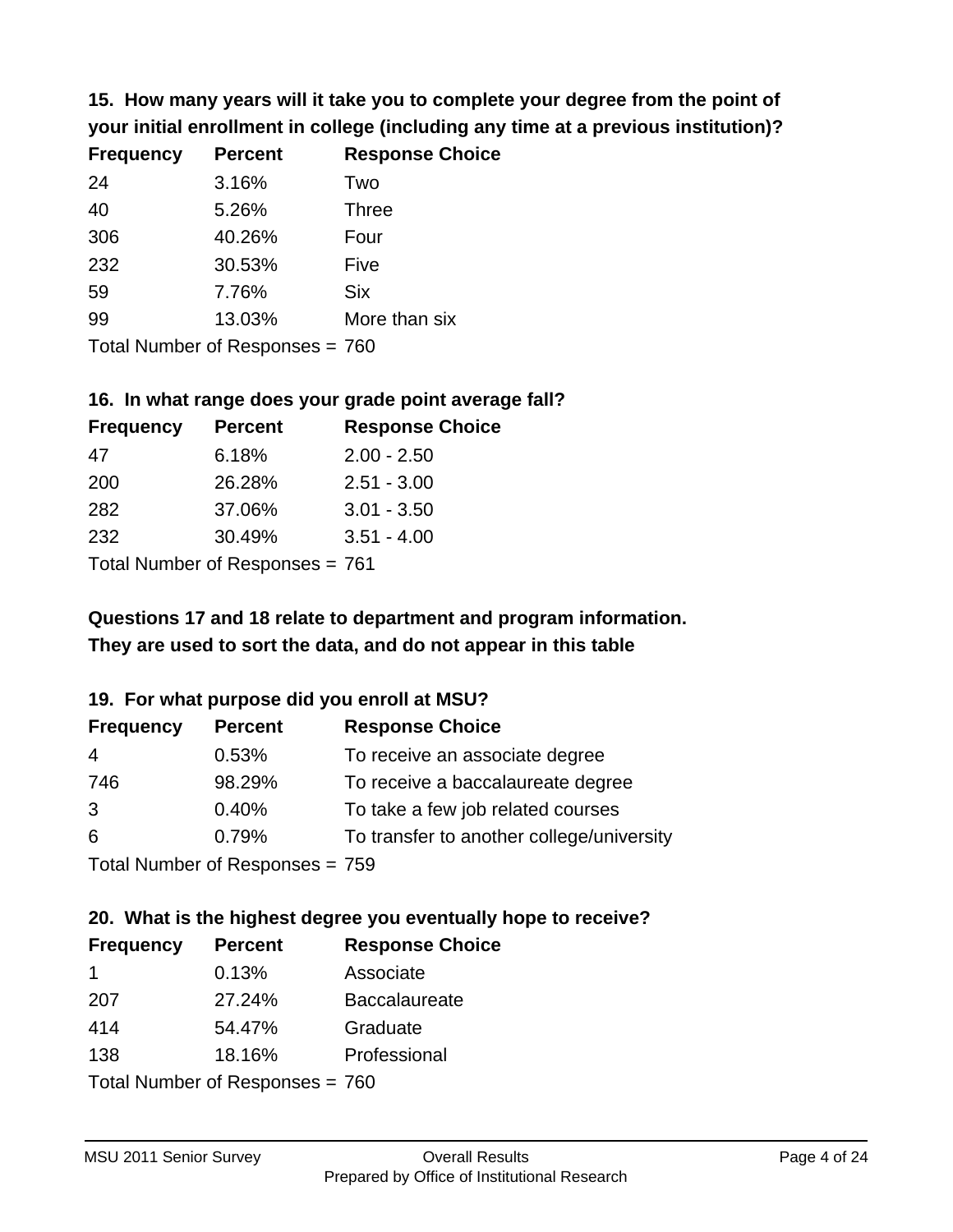**15. How many years will it take you to complete your degree from the point of your initial enrollment in college (including any time at a previous institution)?**

| Frequency | Percent | Response Choice |
|---|---|---|
| 24 | 3.16% | Two |
| 40 | 5.26% | Three |
| 306 | 40.26% | Four |
| 232 | 30.53% | Five |
| 59 | 7.76% | Six |
| 99 | 13.03% | More than six |

Total Number of Responses = 760

**16. In what range does your grade point average fall?**

| Frequency | Percent | Response Choice |
|---|---|---|
| 47 | 6.18% | 2.00 - 2.50 |
| 200 | 26.28% | 2.51 - 3.00 |
| 282 | 37.06% | 3.01 - 3.50 |
| 232 | 30.49% | 3.51 - 4.00 |

Total Number of Responses = 761

**Questions 17 and 18 relate to department and program information. They are used to sort the data, and do not appear in this table**

**19. For what purpose did you enroll at MSU?**

| Frequency | Percent | Response Choice |
|---|---|---|
| 4 | 0.53% | To receive an associate degree |
| 746 | 98.29% | To receive a baccalaureate degree |
| 3 | 0.40% | To take a few job related courses |
| 6 | 0.79% | To transfer to another college/university |

Total Number of Responses = 759

**20. What is the highest degree you eventually hope to receive?**

| Frequency | Percent | Response Choice |
|---|---|---|
| 1 | 0.13% | Associate |
| 207 | 27.24% | Baccalaureate |
| 414 | 54.47% | Graduate |
| 138 | 18.16% | Professional |

Total Number of Responses = 760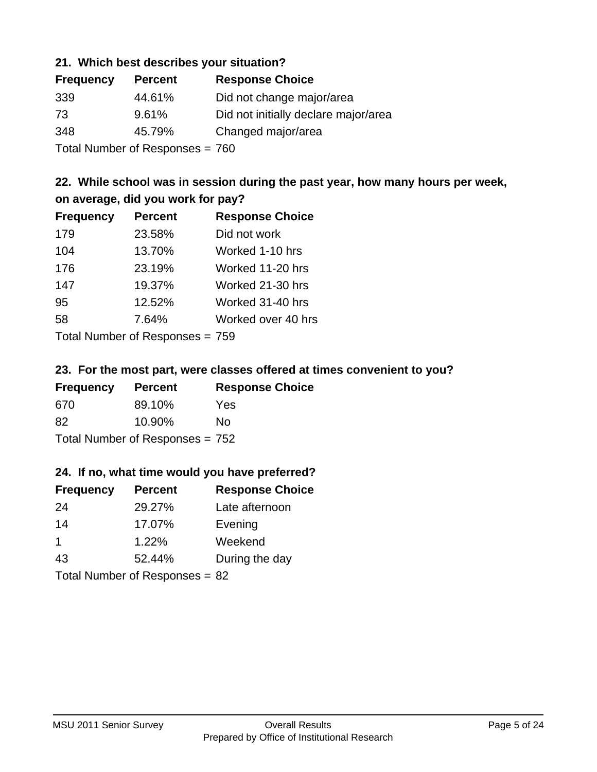### 21. Which best describes your situation?

| Frequency | Percent | Response Choice |
|---|---|---|
| 339 | 44.61% | Did not change major/area |
| 73 | 9.61% | Did not initially declare major/area |
| 348 | 45.79% | Changed major/area |

Total Number of Responses = 760

### 22. While school was in session during the past year, how many hours per week, on average, did you work for pay?

| Frequency | Percent | Response Choice |
|---|---|---|
| 179 | 23.58% | Did not work |
| 104 | 13.70% | Worked 1-10 hrs |
| 176 | 23.19% | Worked 11-20 hrs |
| 147 | 19.37% | Worked 21-30 hrs |
| 95 | 12.52% | Worked 31-40 hrs |
| 58 | 7.64% | Worked over 40 hrs |

Total Number of Responses = 759

### 23. For the most part, were classes offered at times convenient to you?

| Frequency | Percent | Response Choice |
|---|---|---|
| 670 | 89.10% | Yes |
| 82 | 10.90% | No |

Total Number of Responses = 752

### 24. If no, what time would you have preferred?

| Frequency | Percent | Response Choice |
|---|---|---|
| 24 | 29.27% | Late afternoon |
| 14 | 17.07% | Evening |
| 1 | 1.22% | Weekend |
| 43 | 52.44% | During the day |

Total Number of Responses = 82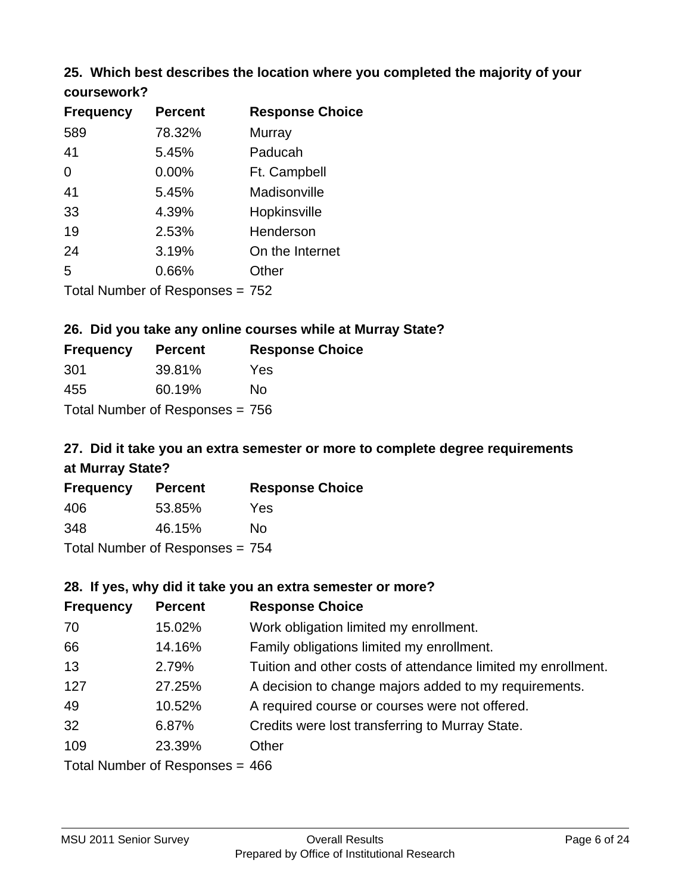### 25. Which best describes the location where you completed the majority of your coursework?

| Frequency | Percent | Response Choice |
|---|---|---|
| 589 | 78.32% | Murray |
| 41 | 5.45% | Paducah |
| 0 | 0.00% | Ft. Campbell |
| 41 | 5.45% | Madisonville |
| 33 | 4.39% | Hopkinsville |
| 19 | 2.53% | Henderson |
| 24 | 3.19% | On the Internet |
| 5 | 0.66% | Other |

Total Number of Responses = 752

### 26. Did you take any online courses while at Murray State?

| Frequency | Percent | Response Choice |
|---|---|---|
| 301 | 39.81% | Yes |
| 455 | 60.19% | No |

Total Number of Responses = 756

### 27. Did it take you an extra semester or more to complete degree requirements at Murray State?

| Frequency | Percent | Response Choice |
|---|---|---|
| 406 | 53.85% | Yes |
| 348 | 46.15% | No |

Total Number of Responses = 754

### 28. If yes, why did it take you an extra semester or more?

| Frequency | Percent | Response Choice |
|---|---|---|
| 70 | 15.02% | Work obligation limited my enrollment. |
| 66 | 14.16% | Family obligations limited my enrollment. |
| 13 | 2.79% | Tuition and other costs of attendance limited my enrollment. |
| 127 | 27.25% | A decision to change majors added to my requirements. |
| 49 | 10.52% | A required course or courses were not offered. |
| 32 | 6.87% | Credits were lost transferring to Murray State. |
| 109 | 23.39% | Other |

Total Number of Responses = 466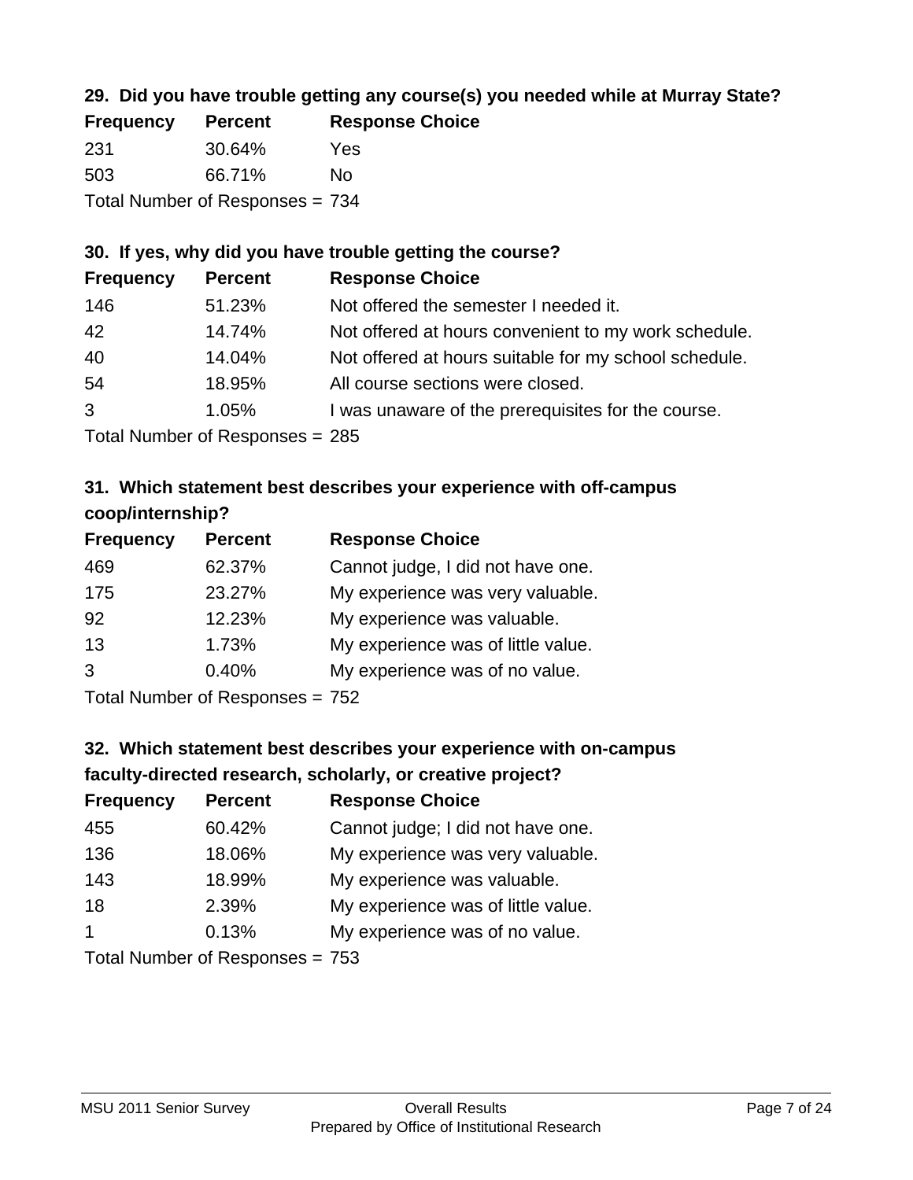### 29. Did you have trouble getting any course(s) you needed while at Murray State?

| Frequency | Percent | Response Choice |
| --- | --- | --- |
| 231 | 30.64% | Yes |
| 503 | 66.71% | No |

Total Number of Responses = 734

### 30. If yes, why did you have trouble getting the course?

| Frequency | Percent | Response Choice |
| --- | --- | --- |
| 146 | 51.23% | Not offered the semester I needed it. |
| 42 | 14.74% | Not offered at hours convenient to my work schedule. |
| 40 | 14.04% | Not offered at hours suitable for my school schedule. |
| 54 | 18.95% | All course sections were closed. |
| 3 | 1.05% | I was unaware of the prerequisites for the course. |

Total Number of Responses = 285

### 31. Which statement best describes your experience with off-campus coop/internship?

| Frequency | Percent | Response Choice |
| --- | --- | --- |
| 469 | 62.37% | Cannot judge, I did not have one. |
| 175 | 23.27% | My experience was very valuable. |
| 92 | 12.23% | My experience was valuable. |
| 13 | 1.73% | My experience was of little value. |
| 3 | 0.40% | My experience was of no value. |

Total Number of Responses = 752

### 32. Which statement best describes your experience with on-campus faculty-directed research, scholarly, or creative project?

| Frequency | Percent | Response Choice |
| --- | --- | --- |
| 455 | 60.42% | Cannot judge; I did not have one. |
| 136 | 18.06% | My experience was very valuable. |
| 143 | 18.99% | My experience was valuable. |
| 18 | 2.39% | My experience was of little value. |
| 1 | 0.13% | My experience was of no value. |

Total Number of Responses = 753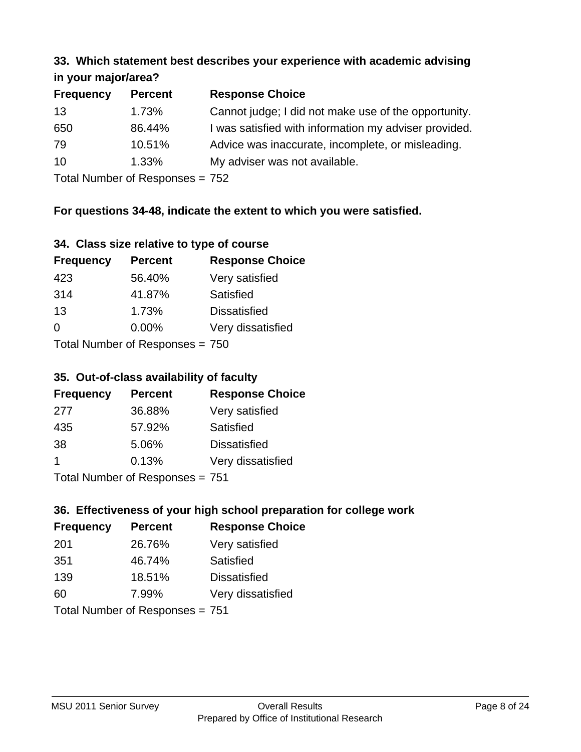### 33. Which statement best describes your experience with academic advising in your major/area?

| Frequency | Percent | Response Choice |
|---|---|---|
| 13 | 1.73% | Cannot judge; I did not make use of the opportunity. |
| 650 | 86.44% | I was satisfied with information my adviser provided. |
| 79 | 10.51% | Advice was inaccurate, incomplete, or misleading. |
| 10 | 1.33% | My adviser was not available. |

Total Number of Responses = 752

**For questions 34-48, indicate the extent to which you were satisfied.**

### 34. Class size relative to type of course

| Frequency | Percent | Response Choice |
|---|---|---|
| 423 | 56.40% | Very satisfied |
| 314 | 41.87% | Satisfied |
| 13 | 1.73% | Dissatisfied |
| 0 | 0.00% | Very dissatisfied |

Total Number of Responses = 750

### 35. Out-of-class availability of faculty

| Frequency | Percent | Response Choice |
|---|---|---|
| 277 | 36.88% | Very satisfied |
| 435 | 57.92% | Satisfied |
| 38 | 5.06% | Dissatisfied |
| 1 | 0.13% | Very dissatisfied |

Total Number of Responses = 751

### 36. Effectiveness of your high school preparation for college work

| Frequency | Percent | Response Choice |
|---|---|---|
| 201 | 26.76% | Very satisfied |
| 351 | 46.74% | Satisfied |
| 139 | 18.51% | Dissatisfied |
| 60 | 7.99% | Very dissatisfied |

Total Number of Responses = 751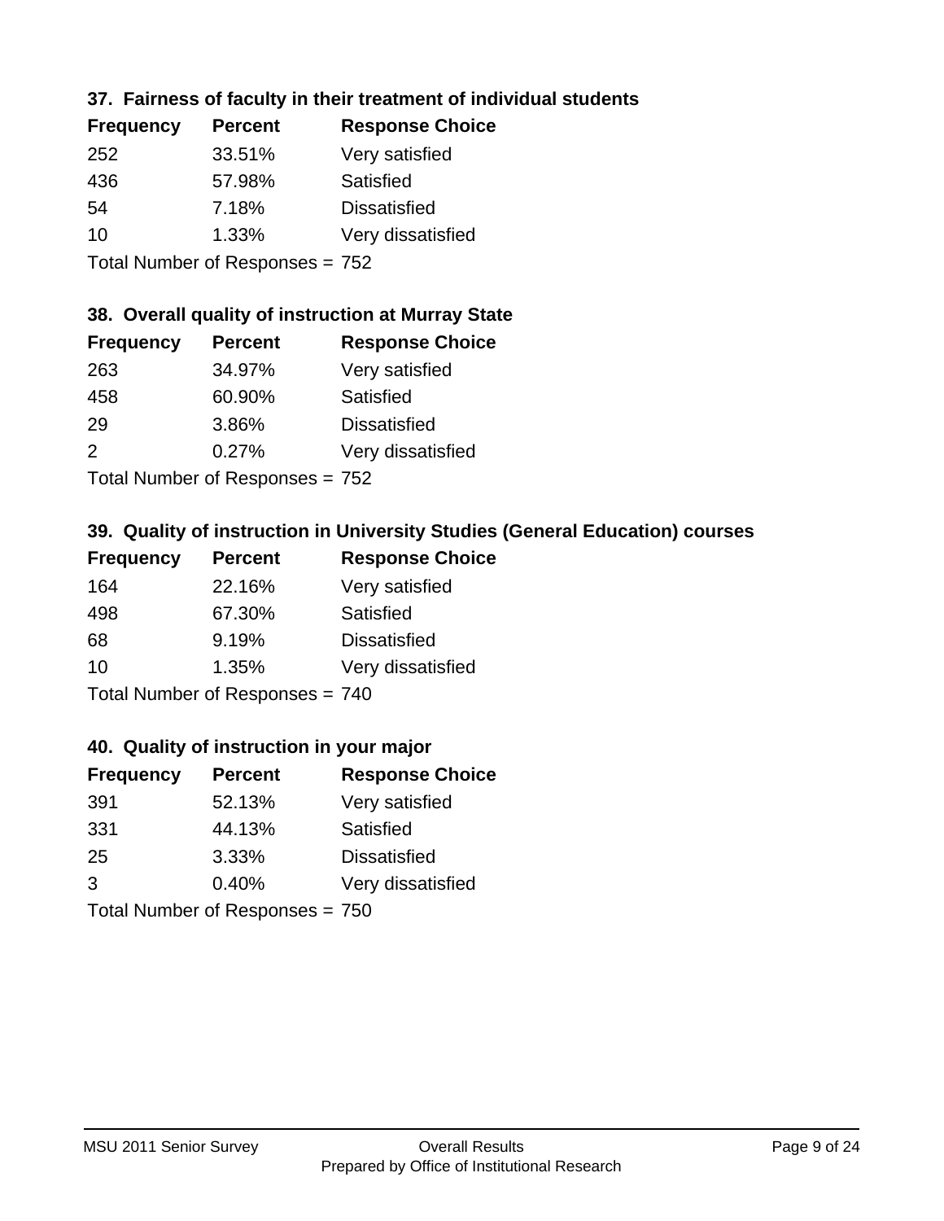### 37. Fairness of faculty in their treatment of individual students

| Frequency | Percent | Response Choice |
|---|---|---|
| 252 | 33.51% | Very satisfied |
| 436 | 57.98% | Satisfied |
| 54 | 7.18% | Dissatisfied |
| 10 | 1.33% | Very dissatisfied |

Total Number of Responses = 752

### 38. Overall quality of instruction at Murray State

| Frequency | Percent | Response Choice |
|---|---|---|
| 263 | 34.97% | Very satisfied |
| 458 | 60.90% | Satisfied |
| 29 | 3.86% | Dissatisfied |
| 2 | 0.27% | Very dissatisfied |

Total Number of Responses = 752

### 39. Quality of instruction in University Studies (General Education) courses

| Frequency | Percent | Response Choice |
|---|---|---|
| 164 | 22.16% | Very satisfied |
| 498 | 67.30% | Satisfied |
| 68 | 9.19% | Dissatisfied |
| 10 | 1.35% | Very dissatisfied |

Total Number of Responses = 740

### 40. Quality of instruction in your major

| Frequency | Percent | Response Choice |
|---|---|---|
| 391 | 52.13% | Very satisfied |
| 331 | 44.13% | Satisfied |
| 25 | 3.33% | Dissatisfied |
| 3 | 0.40% | Very dissatisfied |

Total Number of Responses = 750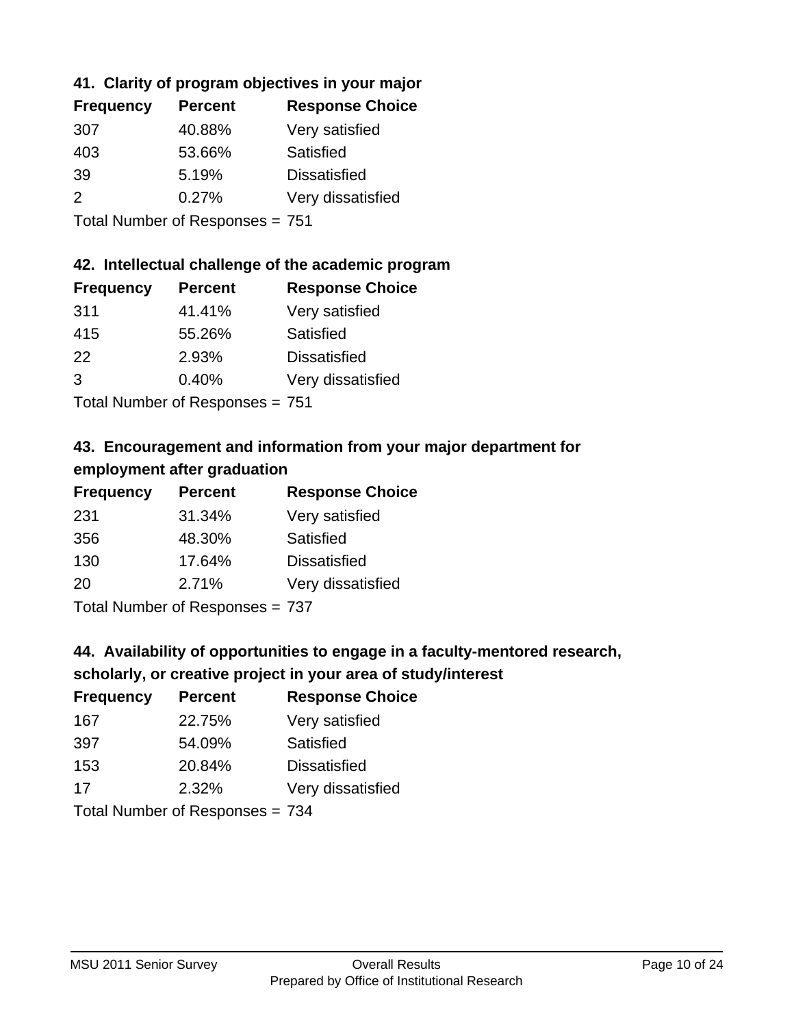### 41. Clarity of program objectives in your major

| Frequency | Percent | Response Choice |
|---|---|---|
| 307 | 40.88% | Very satisfied |
| 403 | 53.66% | Satisfied |
| 39 | 5.19% | Dissatisfied |
| 2 | 0.27% | Very dissatisfied |

Total Number of Responses = 751

### 42. Intellectual challenge of the academic program

| Frequency | Percent | Response Choice |
|---|---|---|
| 311 | 41.41% | Very satisfied |
| 415 | 55.26% | Satisfied |
| 22 | 2.93% | Dissatisfied |
| 3 | 0.40% | Very dissatisfied |

Total Number of Responses = 751

### 43. Encouragement and information from your major department for employment after graduation

| Frequency | Percent | Response Choice |
|---|---|---|
| 231 | 31.34% | Very satisfied |
| 356 | 48.30% | Satisfied |
| 130 | 17.64% | Dissatisfied |
| 20 | 2.71% | Very dissatisfied |

Total Number of Responses = 737

### 44. Availability of opportunities to engage in a faculty-mentored research, scholarly, or creative project in your area of study/interest

| Frequency | Percent | Response Choice |
|---|---|---|
| 167 | 22.75% | Very satisfied |
| 397 | 54.09% | Satisfied |
| 153 | 20.84% | Dissatisfied |
| 17 | 2.32% | Very dissatisfied |

Total Number of Responses = 734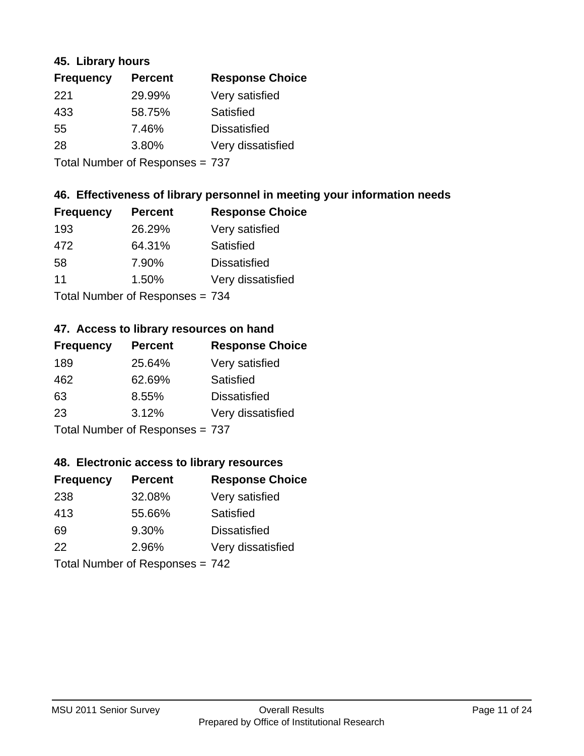### 45. Library hours

| Frequency | Percent | Response Choice |
|---|---|---|
| 221 | 29.99% | Very satisfied |
| 433 | 58.75% | Satisfied |
| 55 | 7.46% | Dissatisfied |
| 28 | 3.80% | Very dissatisfied |

Total Number of Responses = 737

### 46. Effectiveness of library personnel in meeting your information needs

| Frequency | Percent | Response Choice |
|---|---|---|
| 193 | 26.29% | Very satisfied |
| 472 | 64.31% | Satisfied |
| 58 | 7.90% | Dissatisfied |
| 11 | 1.50% | Very dissatisfied |

Total Number of Responses = 734

### 47. Access to library resources on hand

| Frequency | Percent | Response Choice |
|---|---|---|
| 189 | 25.64% | Very satisfied |
| 462 | 62.69% | Satisfied |
| 63 | 8.55% | Dissatisfied |
| 23 | 3.12% | Very dissatisfied |

Total Number of Responses = 737

### 48. Electronic access to library resources

| Frequency | Percent | Response Choice |
|---|---|---|
| 238 | 32.08% | Very satisfied |
| 413 | 55.66% | Satisfied |
| 69 | 9.30% | Dissatisfied |
| 22 | 2.96% | Very dissatisfied |

Total Number of Responses = 742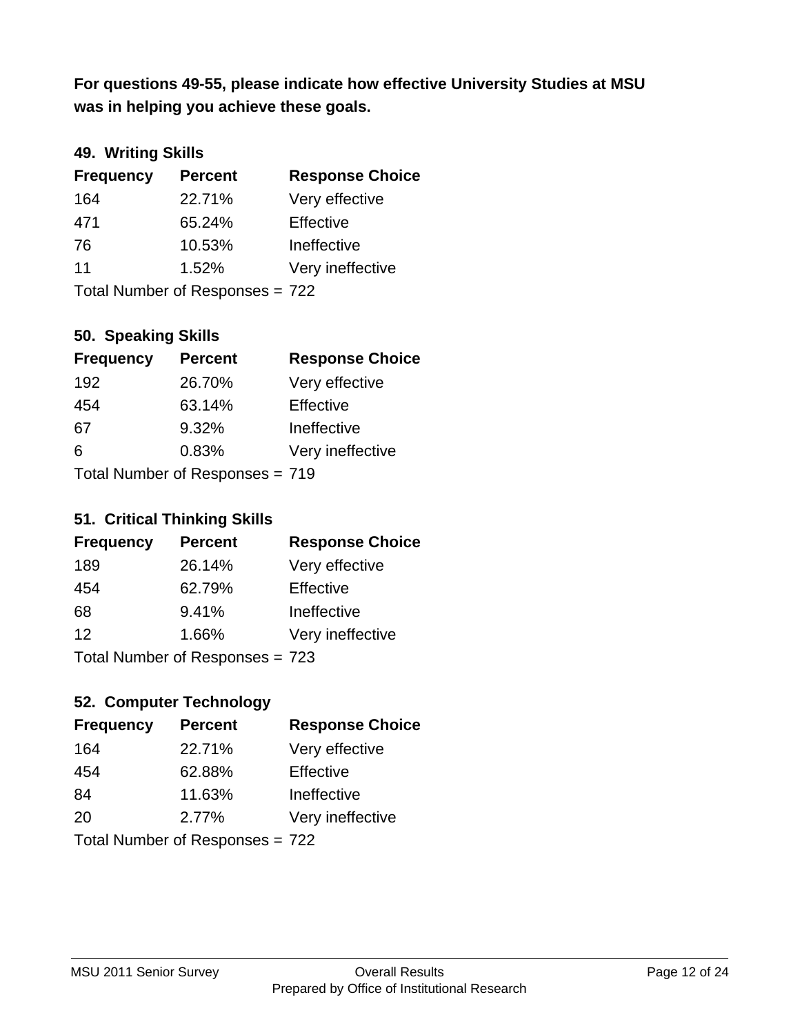**For questions 49-55, please indicate how effective University Studies at MSU was in helping you achieve these goals.**

### 49. Writing Skills

| Frequency | Percent | Response Choice |
|---|---|---|
| 164 | 22.71% | Very effective |
| 471 | 65.24% | Effective |
| 76 | 10.53% | Ineffective |
| 11 | 1.52% | Very ineffective |

Total Number of Responses = 722

### 50. Speaking Skills

| Frequency | Percent | Response Choice |
|---|---|---|
| 192 | 26.70% | Very effective |
| 454 | 63.14% | Effective |
| 67 | 9.32% | Ineffective |
| 6 | 0.83% | Very ineffective |

Total Number of Responses = 719

### 51. Critical Thinking Skills

| Frequency | Percent | Response Choice |
|---|---|---|
| 189 | 26.14% | Very effective |
| 454 | 62.79% | Effective |
| 68 | 9.41% | Ineffective |
| 12 | 1.66% | Very ineffective |

Total Number of Responses = 723

### 52. Computer Technology

| Frequency | Percent | Response Choice |
|---|---|---|
| 164 | 22.71% | Very effective |
| 454 | 62.88% | Effective |
| 84 | 11.63% | Ineffective |
| 20 | 2.77% | Very ineffective |

Total Number of Responses = 722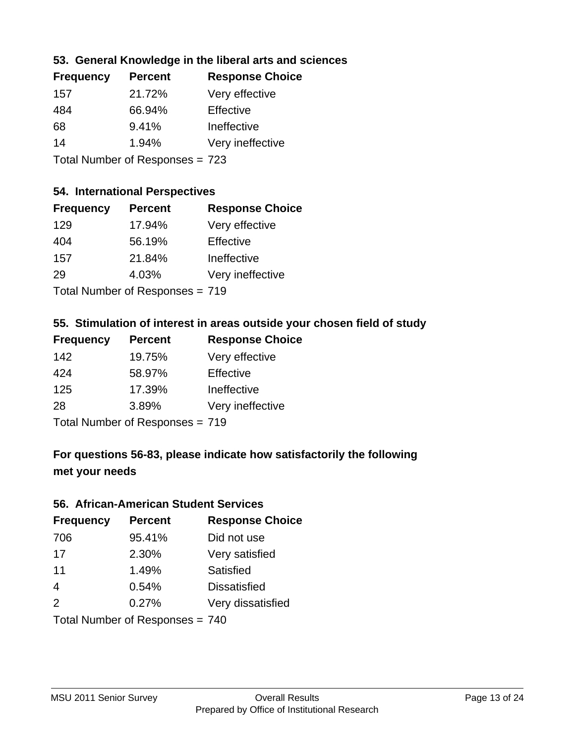### 53. General Knowledge in the liberal arts and sciences

| Frequency | Percent | Response Choice |
|---|---|---|
| 157 | 21.72% | Very effective |
| 484 | 66.94% | Effective |
| 68 | 9.41% | Ineffective |
| 14 | 1.94% | Very ineffective |

Total Number of Responses = 723

### 54. International Perspectives

| Frequency | Percent | Response Choice |
|---|---|---|
| 129 | 17.94% | Very effective |
| 404 | 56.19% | Effective |
| 157 | 21.84% | Ineffective |
| 29 | 4.03% | Very ineffective |

Total Number of Responses = 719

### 55. Stimulation of interest in areas outside your chosen field of study

| Frequency | Percent | Response Choice |
|---|---|---|
| 142 | 19.75% | Very effective |
| 424 | 58.97% | Effective |
| 125 | 17.39% | Ineffective |
| 28 | 3.89% | Very ineffective |

Total Number of Responses = 719

### For questions 56-83, please indicate how satisfactorily the following met your needs

### 56. African-American Student Services

| Frequency | Percent | Response Choice |
|---|---|---|
| 706 | 95.41% | Did not use |
| 17 | 2.30% | Very satisfied |
| 11 | 1.49% | Satisfied |
| 4 | 0.54% | Dissatisfied |
| 2 | 0.27% | Very dissatisfied |

Total Number of Responses = 740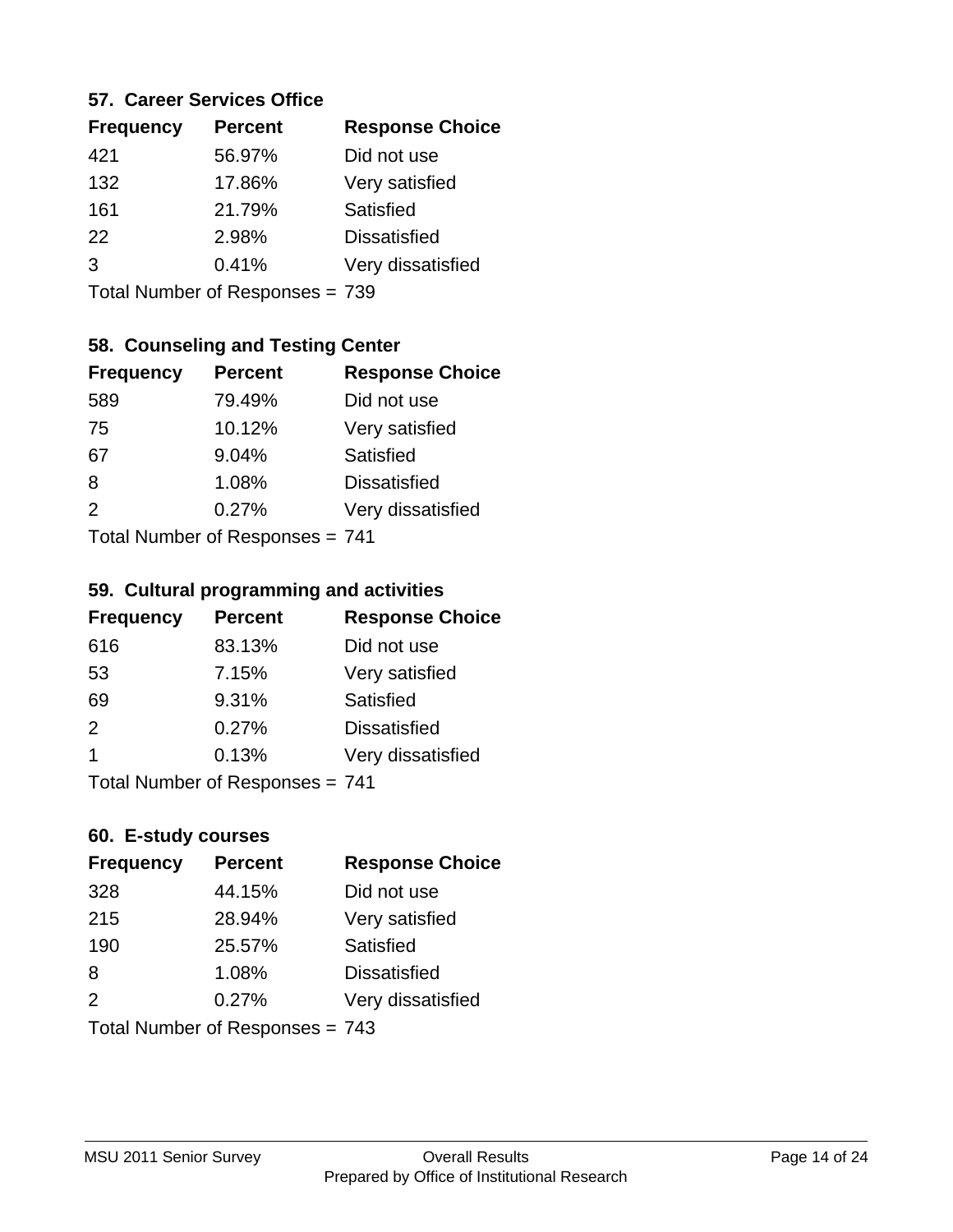### 57. Career Services Office

| Frequency | Percent | Response Choice |
|---|---|---|
| 421 | 56.97% | Did not use |
| 132 | 17.86% | Very satisfied |
| 161 | 21.79% | Satisfied |
| 22 | 2.98% | Dissatisfied |
| 3 | 0.41% | Very dissatisfied |

Total Number of Responses = 739

### 58. Counseling and Testing Center

| Frequency | Percent | Response Choice |
|---|---|---|
| 589 | 79.49% | Did not use |
| 75 | 10.12% | Very satisfied |
| 67 | 9.04% | Satisfied |
| 8 | 1.08% | Dissatisfied |
| 2 | 0.27% | Very dissatisfied |

Total Number of Responses = 741

### 59. Cultural programming and activities

| Frequency | Percent | Response Choice |
|---|---|---|
| 616 | 83.13% | Did not use |
| 53 | 7.15% | Very satisfied |
| 69 | 9.31% | Satisfied |
| 2 | 0.27% | Dissatisfied |
| 1 | 0.13% | Very dissatisfied |

Total Number of Responses = 741

### 60. E-study courses

| Frequency | Percent | Response Choice |
|---|---|---|
| 328 | 44.15% | Did not use |
| 215 | 28.94% | Very satisfied |
| 190 | 25.57% | Satisfied |
| 8 | 1.08% | Dissatisfied |
| 2 | 0.27% | Very dissatisfied |

Total Number of Responses = 743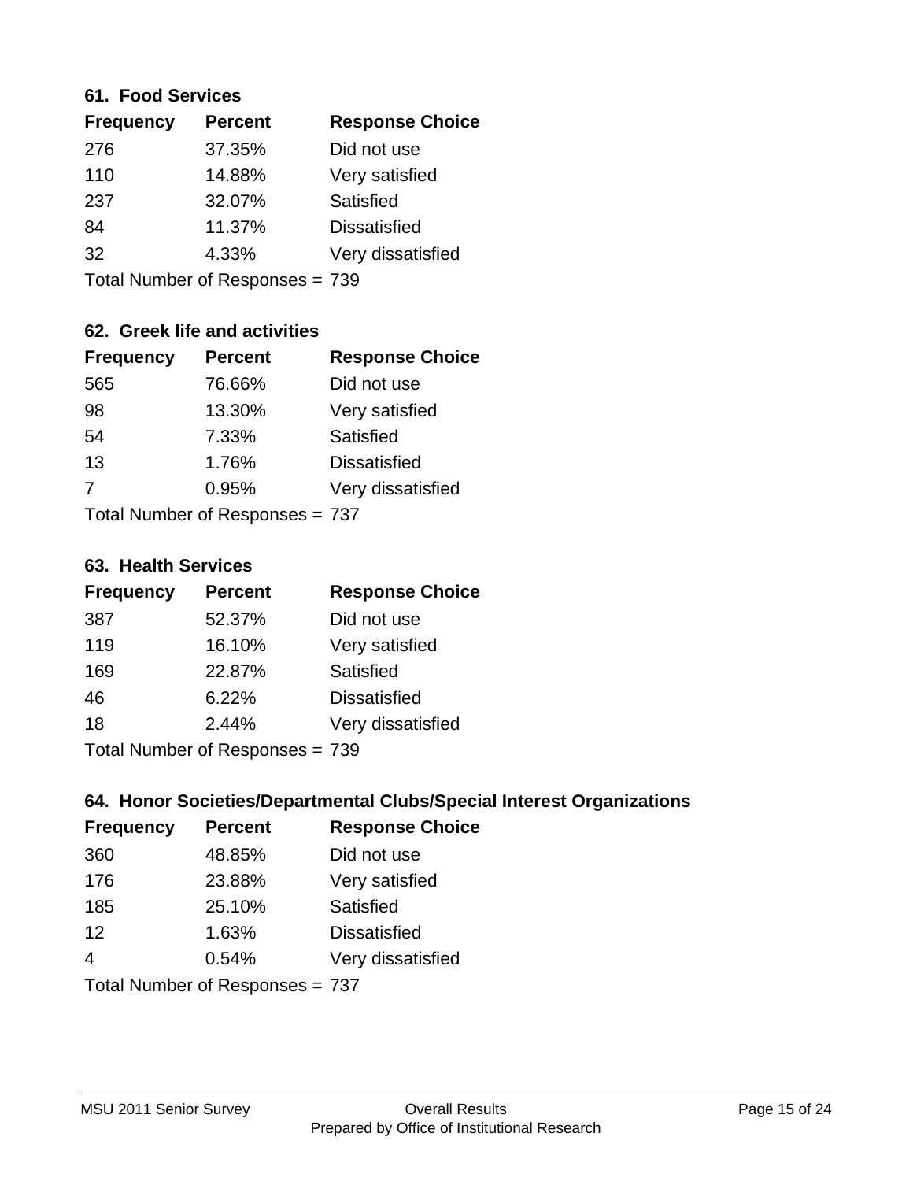### 61. Food Services

| Frequency | Percent | Response Choice |
|---|---|---|
| 276 | 37.35% | Did not use |
| 110 | 14.88% | Very satisfied |
| 237 | 32.07% | Satisfied |
| 84 | 11.37% | Dissatisfied |
| 32 | 4.33% | Very dissatisfied |

Total Number of Responses = 739

### 62. Greek life and activities

| Frequency | Percent | Response Choice |
|---|---|---|
| 565 | 76.66% | Did not use |
| 98 | 13.30% | Very satisfied |
| 54 | 7.33% | Satisfied |
| 13 | 1.76% | Dissatisfied |
| 7 | 0.95% | Very dissatisfied |

Total Number of Responses = 737

### 63. Health Services

| Frequency | Percent | Response Choice |
|---|---|---|
| 387 | 52.37% | Did not use |
| 119 | 16.10% | Very satisfied |
| 169 | 22.87% | Satisfied |
| 46 | 6.22% | Dissatisfied |
| 18 | 2.44% | Very dissatisfied |

Total Number of Responses = 739

### 64. Honor Societies/Departmental Clubs/Special Interest Organizations

| Frequency | Percent | Response Choice |
|---|---|---|
| 360 | 48.85% | Did not use |
| 176 | 23.88% | Very satisfied |
| 185 | 25.10% | Satisfied |
| 12 | 1.63% | Dissatisfied |
| 4 | 0.54% | Very dissatisfied |

Total Number of Responses = 737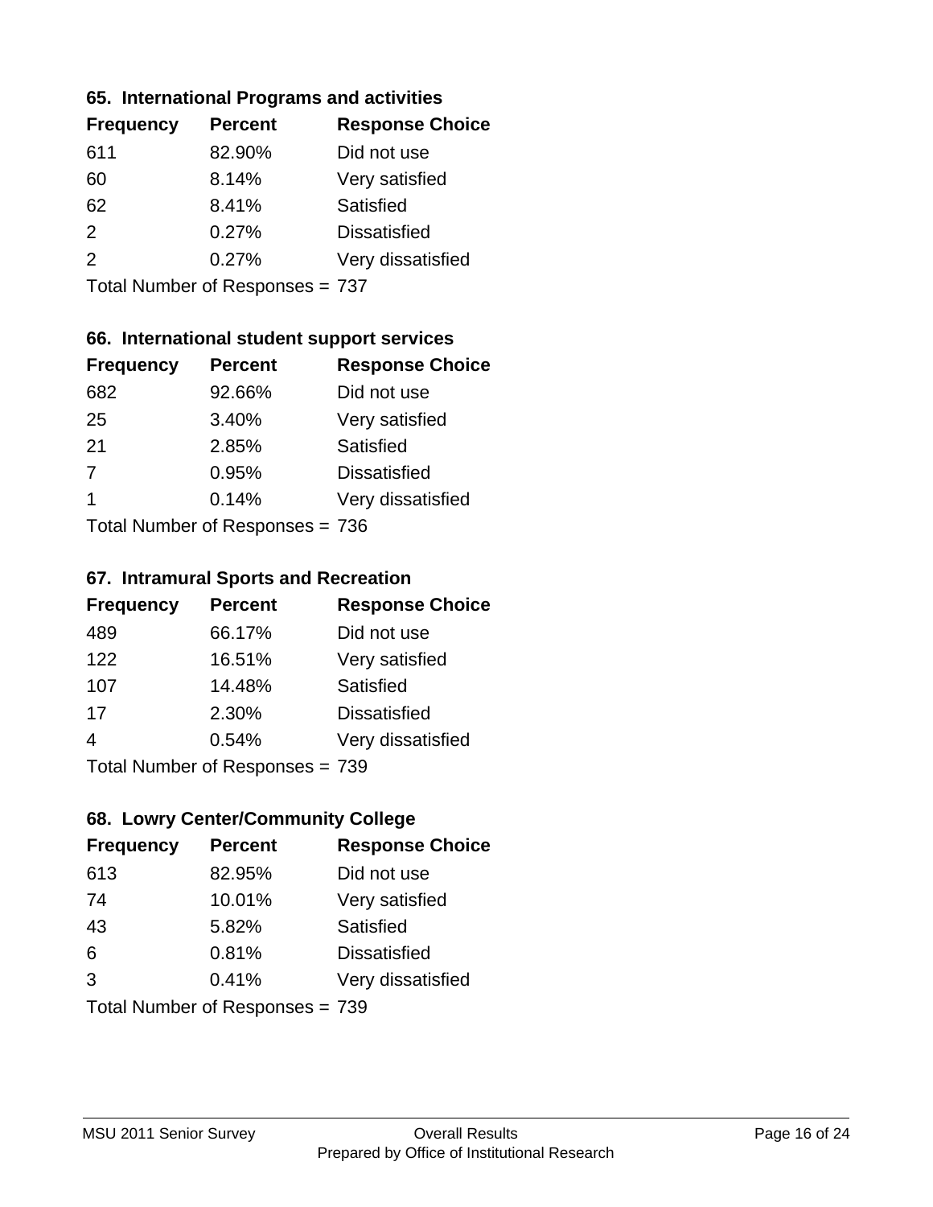### 65. International Programs and activities

| Frequency | Percent | Response Choice |
|---|---|---|
| 611 | 82.90% | Did not use |
| 60 | 8.14% | Very satisfied |
| 62 | 8.41% | Satisfied |
| 2 | 0.27% | Dissatisfied |
| 2 | 0.27% | Very dissatisfied |

Total Number of Responses = 737

### 66. International student support services

| Frequency | Percent | Response Choice |
|---|---|---|
| 682 | 92.66% | Did not use |
| 25 | 3.40% | Very satisfied |
| 21 | 2.85% | Satisfied |
| 7 | 0.95% | Dissatisfied |
| 1 | 0.14% | Very dissatisfied |

Total Number of Responses = 736

### 67. Intramural Sports and Recreation

| Frequency | Percent | Response Choice |
|---|---|---|
| 489 | 66.17% | Did not use |
| 122 | 16.51% | Very satisfied |
| 107 | 14.48% | Satisfied |
| 17 | 2.30% | Dissatisfied |
| 4 | 0.54% | Very dissatisfied |

Total Number of Responses = 739

### 68. Lowry Center/Community College

| Frequency | Percent | Response Choice |
|---|---|---|
| 613 | 82.95% | Did not use |
| 74 | 10.01% | Very satisfied |
| 43 | 5.82% | Satisfied |
| 6 | 0.81% | Dissatisfied |
| 3 | 0.41% | Very dissatisfied |

Total Number of Responses = 739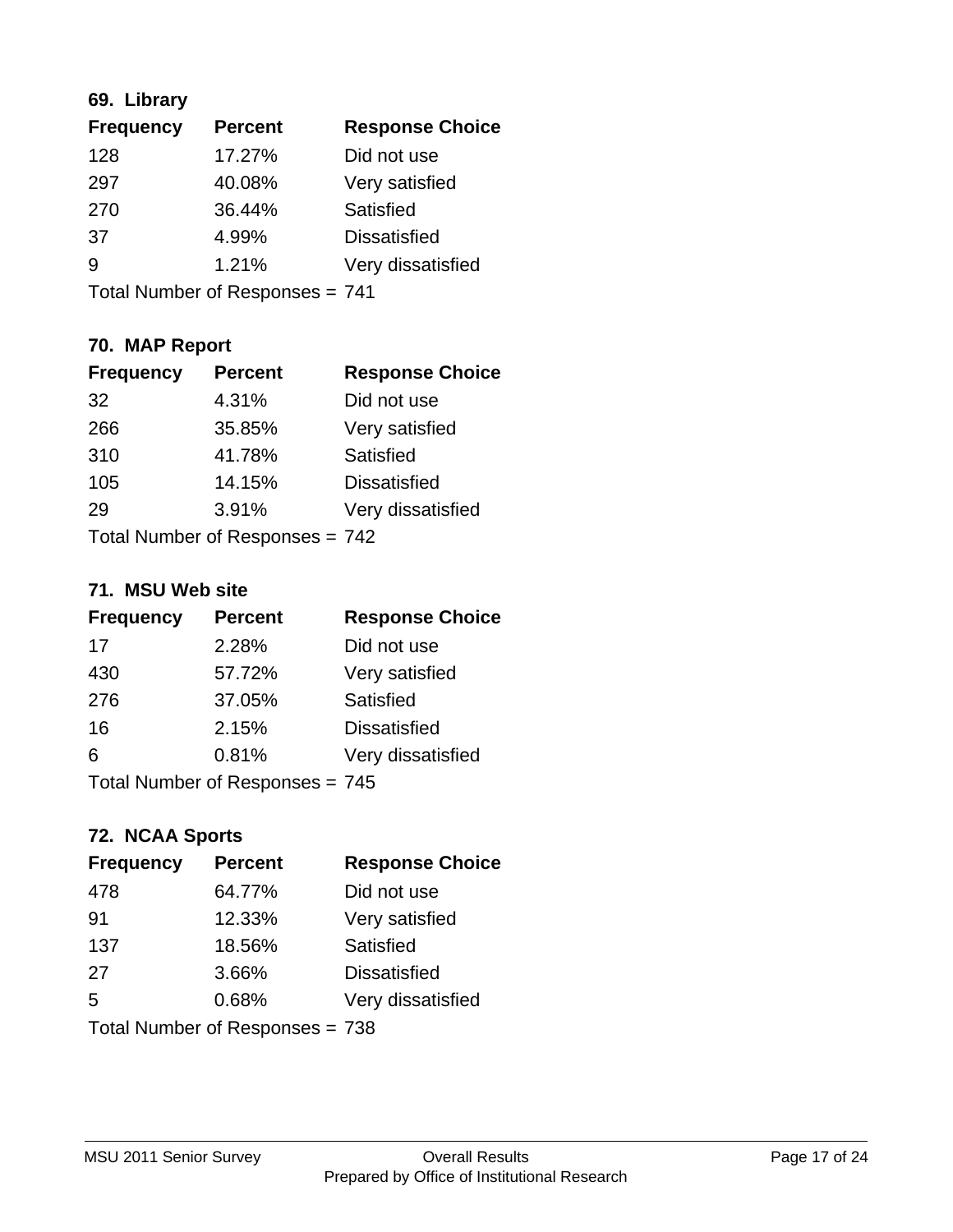### 69. Library

| Frequency | Percent | Response Choice |
| --- | --- | --- |
| 128 | 17.27% | Did not use |
| 297 | 40.08% | Very satisfied |
| 270 | 36.44% | Satisfied |
| 37 | 4.99% | Dissatisfied |
| 9 | 1.21% | Very dissatisfied |

Total Number of Responses = 741

### 70. MAP Report

| Frequency | Percent | Response Choice |
| --- | --- | --- |
| 32 | 4.31% | Did not use |
| 266 | 35.85% | Very satisfied |
| 310 | 41.78% | Satisfied |
| 105 | 14.15% | Dissatisfied |
| 29 | 3.91% | Very dissatisfied |

Total Number of Responses = 742

### 71. MSU Web site

| Frequency | Percent | Response Choice |
| --- | --- | --- |
| 17 | 2.28% | Did not use |
| 430 | 57.72% | Very satisfied |
| 276 | 37.05% | Satisfied |
| 16 | 2.15% | Dissatisfied |
| 6 | 0.81% | Very dissatisfied |

Total Number of Responses = 745

### 72. NCAA Sports

| Frequency | Percent | Response Choice |
| --- | --- | --- |
| 478 | 64.77% | Did not use |
| 91 | 12.33% | Very satisfied |
| 137 | 18.56% | Satisfied |
| 27 | 3.66% | Dissatisfied |
| 5 | 0.68% | Very dissatisfied |

Total Number of Responses = 738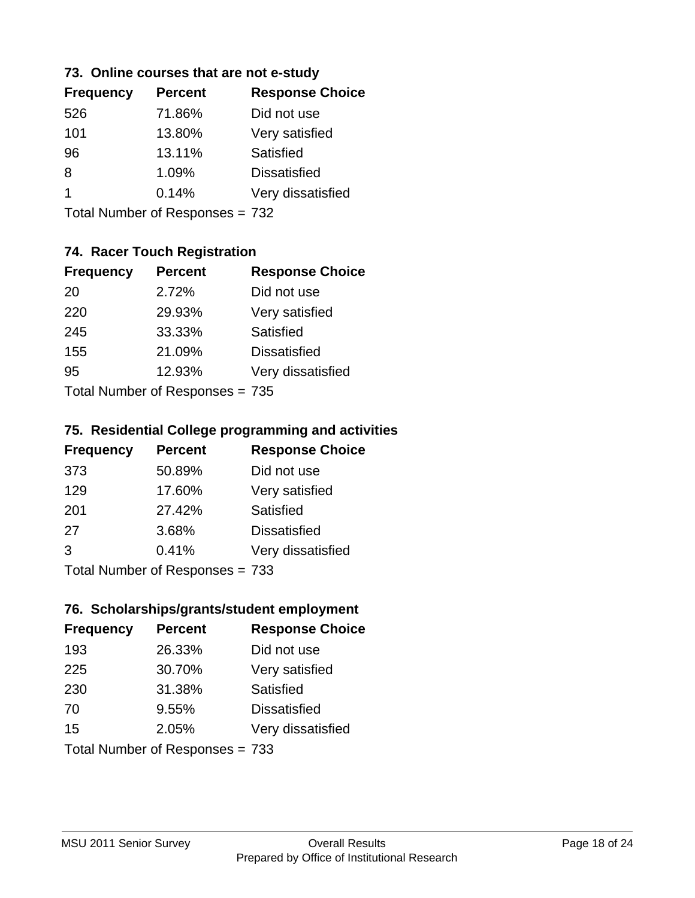### 73. Online courses that are not e-study

| Frequency | Percent | Response Choice |
|---|---|---|
| 526 | 71.86% | Did not use |
| 101 | 13.80% | Very satisfied |
| 96 | 13.11% | Satisfied |
| 8 | 1.09% | Dissatisfied |
| 1 | 0.14% | Very dissatisfied |

Total Number of Responses = 732

### 74. Racer Touch Registration

| Frequency | Percent | Response Choice |
|---|---|---|
| 20 | 2.72% | Did not use |
| 220 | 29.93% | Very satisfied |
| 245 | 33.33% | Satisfied |
| 155 | 21.09% | Dissatisfied |
| 95 | 12.93% | Very dissatisfied |

Total Number of Responses = 735

### 75. Residential College programming and activities

| Frequency | Percent | Response Choice |
|---|---|---|
| 373 | 50.89% | Did not use |
| 129 | 17.60% | Very satisfied |
| 201 | 27.42% | Satisfied |
| 27 | 3.68% | Dissatisfied |
| 3 | 0.41% | Very dissatisfied |

Total Number of Responses = 733

### 76. Scholarships/grants/student employment

| Frequency | Percent | Response Choice |
|---|---|---|
| 193 | 26.33% | Did not use |
| 225 | 30.70% | Very satisfied |
| 230 | 31.38% | Satisfied |
| 70 | 9.55% | Dissatisfied |
| 15 | 2.05% | Very dissatisfied |

Total Number of Responses = 733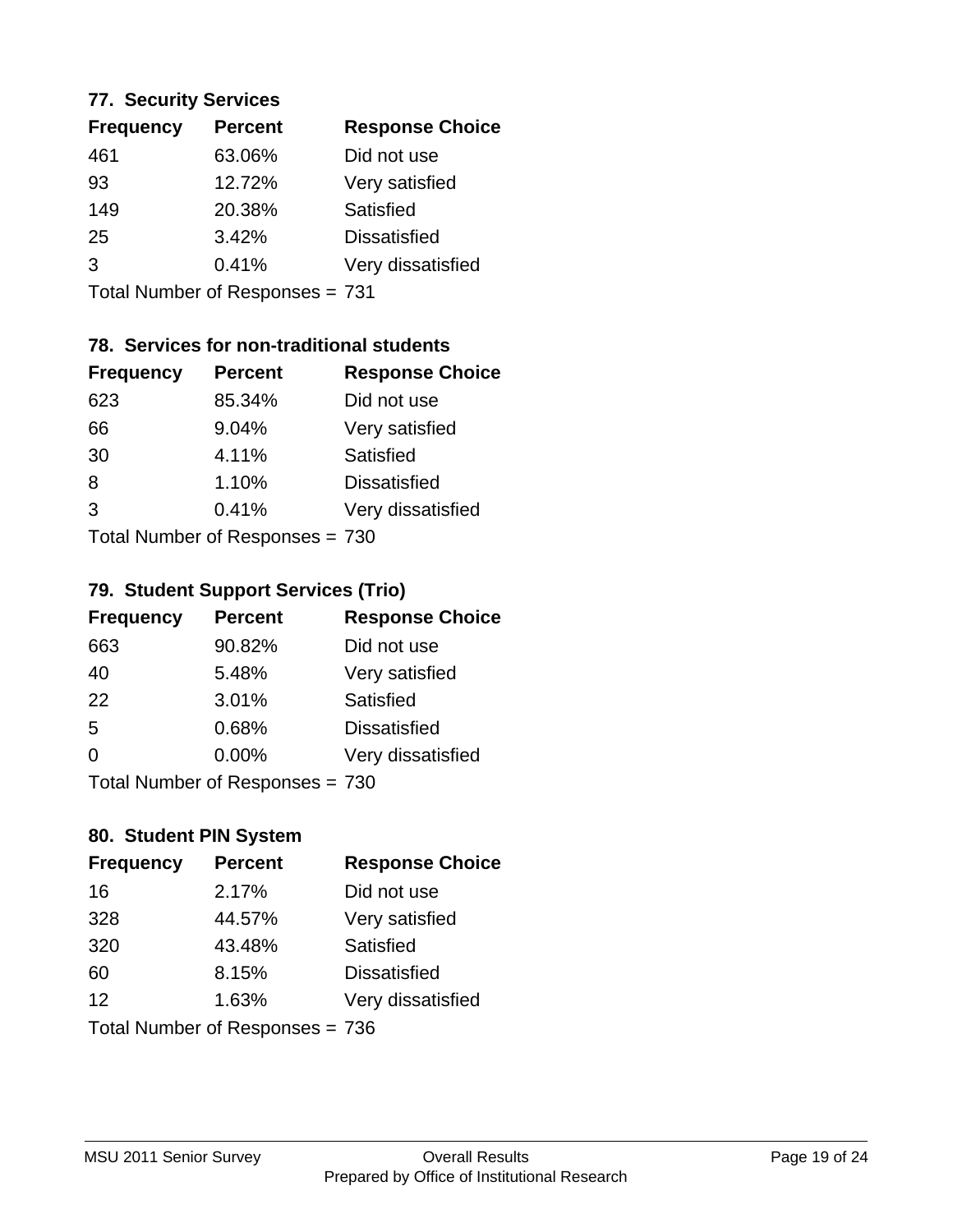### 77. Security Services

| Frequency | Percent | Response Choice |
|---|---|---|
| 461 | 63.06% | Did not use |
| 93 | 12.72% | Very satisfied |
| 149 | 20.38% | Satisfied |
| 25 | 3.42% | Dissatisfied |
| 3 | 0.41% | Very dissatisfied |

Total Number of Responses = 731

### 78. Services for non-traditional students

| Frequency | Percent | Response Choice |
|---|---|---|
| 623 | 85.34% | Did not use |
| 66 | 9.04% | Very satisfied |
| 30 | 4.11% | Satisfied |
| 8 | 1.10% | Dissatisfied |
| 3 | 0.41% | Very dissatisfied |

Total Number of Responses = 730

### 79. Student Support Services (Trio)

| Frequency | Percent | Response Choice |
|---|---|---|
| 663 | 90.82% | Did not use |
| 40 | 5.48% | Very satisfied |
| 22 | 3.01% | Satisfied |
| 5 | 0.68% | Dissatisfied |
| 0 | 0.00% | Very dissatisfied |

Total Number of Responses = 730

### 80. Student PIN System

| Frequency | Percent | Response Choice |
|---|---|---|
| 16 | 2.17% | Did not use |
| 328 | 44.57% | Very satisfied |
| 320 | 43.48% | Satisfied |
| 60 | 8.15% | Dissatisfied |
| 12 | 1.63% | Very dissatisfied |

Total Number of Responses = 736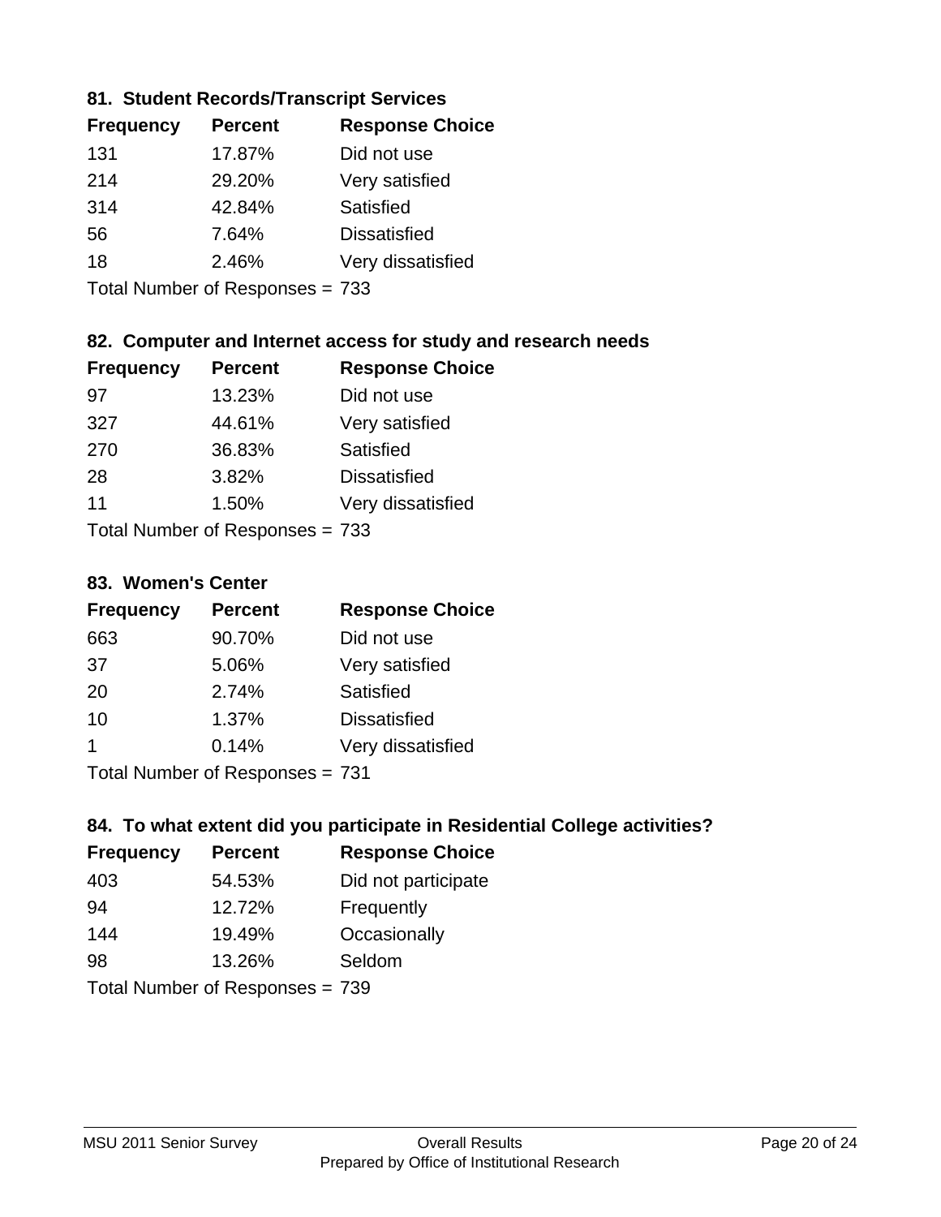### 81. Student Records/Transcript Services

| Frequency | Percent | Response Choice |
|---|---|---|
| 131 | 17.87% | Did not use |
| 214 | 29.20% | Very satisfied |
| 314 | 42.84% | Satisfied |
| 56 | 7.64% | Dissatisfied |
| 18 | 2.46% | Very dissatisfied |

Total Number of Responses = 733

### 82. Computer and Internet access for study and research needs

| Frequency | Percent | Response Choice |
|---|---|---|
| 97 | 13.23% | Did not use |
| 327 | 44.61% | Very satisfied |
| 270 | 36.83% | Satisfied |
| 28 | 3.82% | Dissatisfied |
| 11 | 1.50% | Very dissatisfied |

Total Number of Responses = 733

### 83. Women's Center

| Frequency | Percent | Response Choice |
|---|---|---|
| 663 | 90.70% | Did not use |
| 37 | 5.06% | Very satisfied |
| 20 | 2.74% | Satisfied |
| 10 | 1.37% | Dissatisfied |
| 1 | 0.14% | Very dissatisfied |

Total Number of Responses = 731

### 84. To what extent did you participate in Residential College activities?

| Frequency | Percent | Response Choice |
|---|---|---|
| 403 | 54.53% | Did not participate |
| 94 | 12.72% | Frequently |
| 144 | 19.49% | Occasionally |
| 98 | 13.26% | Seldom |

Total Number of Responses = 739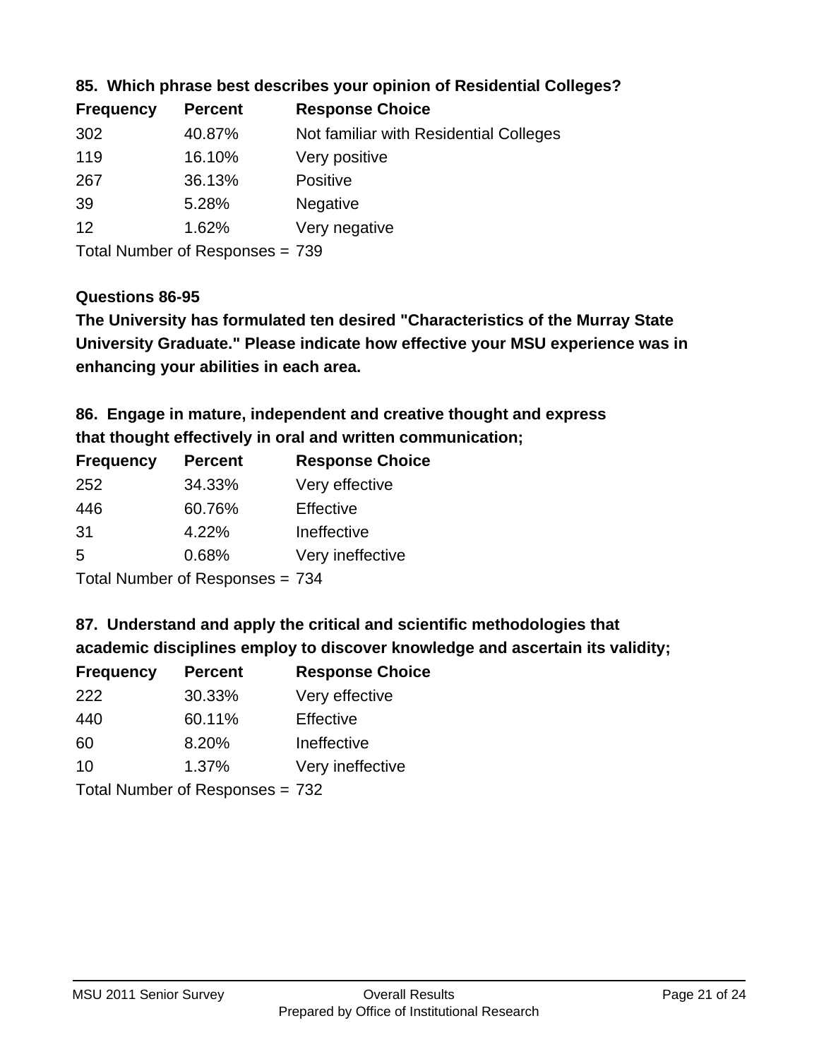**85. Which phrase best describes your opinion of Residential Colleges?**

| Frequency | Percent | Response Choice |
|---|---|---|
| 302 | 40.87% | Not familiar with Residential Colleges |
| 119 | 16.10% | Very positive |
| 267 | 36.13% | Positive |
| 39 | 5.28% | Negative |
| 12 | 1.62% | Very negative |

Total Number of Responses = 739

**Questions 86-95**

**The University has formulated ten desired "Characteristics of the Murray State University Graduate." Please indicate how effective your MSU experience was in enhancing your abilities in each area.**

**86. Engage in mature, independent and creative thought and express that thought effectively in oral and written communication;**

| Frequency | Percent | Response Choice |
|---|---|---|
| 252 | 34.33% | Very effective |
| 446 | 60.76% | Effective |
| 31 | 4.22% | Ineffective |
| 5 | 0.68% | Very ineffective |

Total Number of Responses = 734

**87. Understand and apply the critical and scientific methodologies that academic disciplines employ to discover knowledge and ascertain its validity;**

| Frequency | Percent | Response Choice |
|---|---|---|
| 222 | 30.33% | Very effective |
| 440 | 60.11% | Effective |
| 60 | 8.20% | Ineffective |
| 10 | 1.37% | Very ineffective |

Total Number of Responses = 732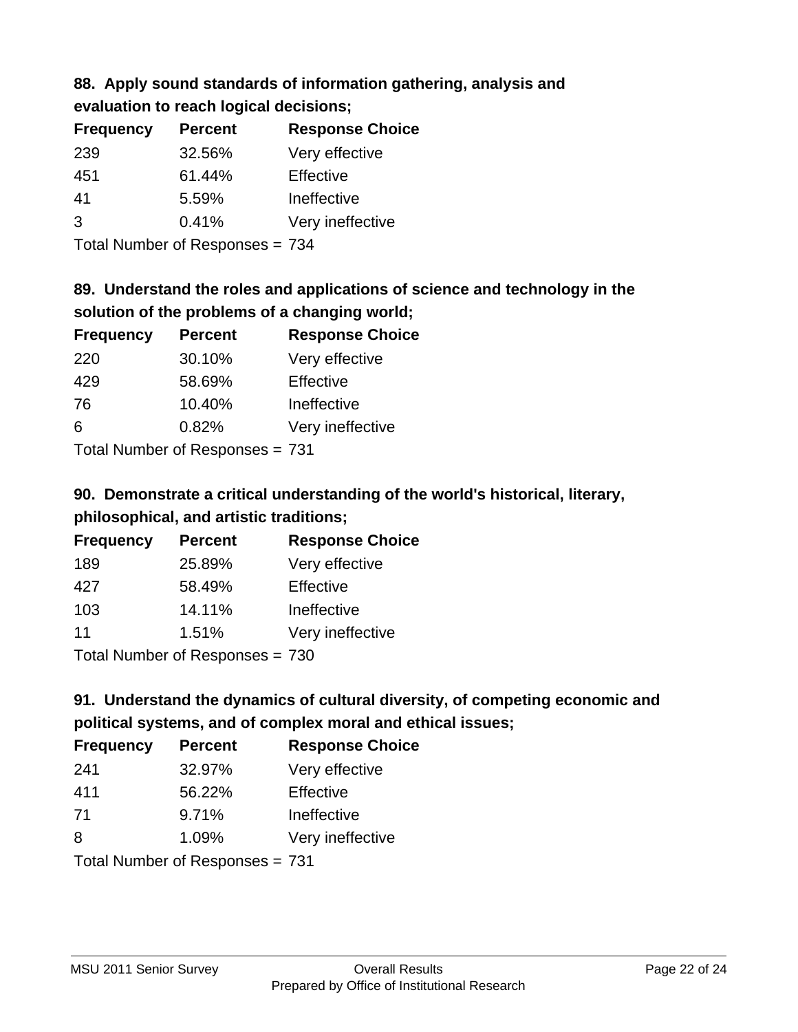### 88. Apply sound standards of information gathering, analysis and evaluation to reach logical decisions;

| Frequency | Percent | Response Choice |
|---|---|---|
| 239 | 32.56% | Very effective |
| 451 | 61.44% | Effective |
| 41 | 5.59% | Ineffective |
| 3 | 0.41% | Very ineffective |

Total Number of Responses = 734

### 89. Understand the roles and applications of science and technology in the solution of the problems of a changing world;

| Frequency | Percent | Response Choice |
|---|---|---|
| 220 | 30.10% | Very effective |
| 429 | 58.69% | Effective |
| 76 | 10.40% | Ineffective |
| 6 | 0.82% | Very ineffective |

Total Number of Responses = 731

### 90. Demonstrate a critical understanding of the world's historical, literary, philosophical, and artistic traditions;

| Frequency | Percent | Response Choice |
|---|---|---|
| 189 | 25.89% | Very effective |
| 427 | 58.49% | Effective |
| 103 | 14.11% | Ineffective |
| 11 | 1.51% | Very ineffective |

Total Number of Responses = 730

### 91. Understand the dynamics of cultural diversity, of competing economic and political systems, and of complex moral and ethical issues;

| Frequency | Percent | Response Choice |
|---|---|---|
| 241 | 32.97% | Very effective |
| 411 | 56.22% | Effective |
| 71 | 9.71% | Ineffective |
| 8 | 1.09% | Very ineffective |

Total Number of Responses = 731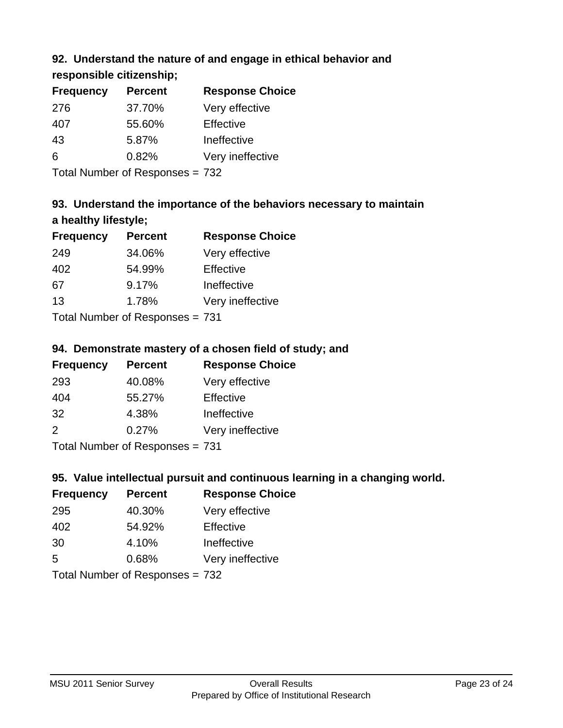### 92. Understand the nature of and engage in ethical behavior and responsible citizenship;

| Frequency | Percent | Response Choice |
|---|---|---|
| 276 | 37.70% | Very effective |
| 407 | 55.60% | Effective |
| 43 | 5.87% | Ineffective |
| 6 | 0.82% | Very ineffective |

Total Number of Responses = 732

### 93. Understand the importance of the behaviors necessary to maintain a healthy lifestyle;

| Frequency | Percent | Response Choice |
|---|---|---|
| 249 | 34.06% | Very effective |
| 402 | 54.99% | Effective |
| 67 | 9.17% | Ineffective |
| 13 | 1.78% | Very ineffective |

Total Number of Responses = 731

### 94. Demonstrate mastery of a chosen field of study; and

| Frequency | Percent | Response Choice |
|---|---|---|
| 293 | 40.08% | Very effective |
| 404 | 55.27% | Effective |
| 32 | 4.38% | Ineffective |
| 2 | 0.27% | Very ineffective |

Total Number of Responses = 731

### 95. Value intellectual pursuit and continuous learning in a changing world.

| Frequency | Percent | Response Choice |
|---|---|---|
| 295 | 40.30% | Very effective |
| 402 | 54.92% | Effective |
| 30 | 4.10% | Ineffective |
| 5 | 0.68% | Very ineffective |

Total Number of Responses = 732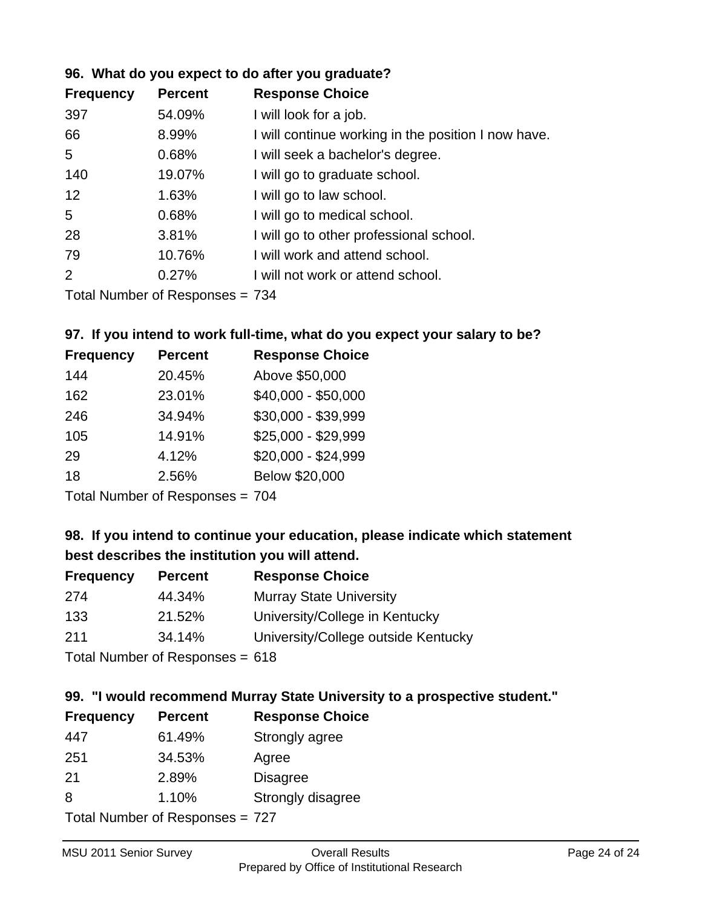### 96. What do you expect to do after you graduate?

| Frequency | Percent | Response Choice |
|---|---|---|
| 397 | 54.09% | I will look for a job. |
| 66 | 8.99% | I will continue working in the position I now have. |
| 5 | 0.68% | I will seek a bachelor's degree. |
| 140 | 19.07% | I will go to graduate school. |
| 12 | 1.63% | I will go to law school. |
| 5 | 0.68% | I will go to medical school. |
| 28 | 3.81% | I will go to other professional school. |
| 79 | 10.76% | I will work and attend school. |
| 2 | 0.27% | I will not work or attend school. |

Total Number of Responses = 734

### 97. If you intend to work full-time, what do you expect your salary to be?

| Frequency | Percent | Response Choice |
|---|---|---|
| 144 | 20.45% | Above $50,000 |
| 162 | 23.01% | $40,000 - $50,000 |
| 246 | 34.94% | $30,000 - $39,999 |
| 105 | 14.91% | $25,000 - $29,999 |
| 29 | 4.12% | $20,000 - $24,999 |
| 18 | 2.56% | Below $20,000 |

Total Number of Responses = 704

### 98. If you intend to continue your education, please indicate which statement best describes the institution you will attend.

| Frequency | Percent | Response Choice |
|---|---|---|
| 274 | 44.34% | Murray State University |
| 133 | 21.52% | University/College in Kentucky |
| 211 | 34.14% | University/College outside Kentucky |

Total Number of Responses = 618

### 99. "I would recommend Murray State University to a prospective student."

| Frequency | Percent | Response Choice |
|---|---|---|
| 447 | 61.49% | Strongly agree |
| 251 | 34.53% | Agree |
| 21 | 2.89% | Disagree |
| 8 | 1.10% | Strongly disagree |

Total Number of Responses = 727